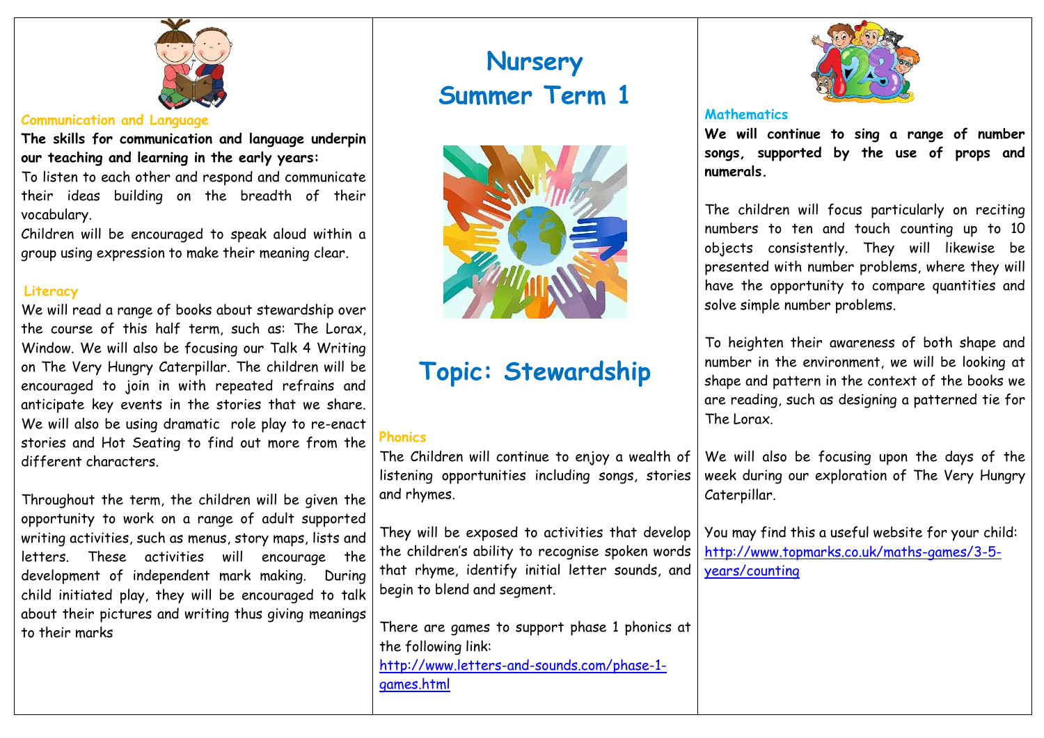# Nursery Summer Term 1

## Topic: Stewardship

### Communication and Language

**The skills for communication and language underpin our teaching and learning in the early years:**

To listen to each other and respond and communicate their ideas building on the breadth of their vocabulary.

Children will be encouraged to speak aloud within a group using expression to make their meaning clear.

### Literacy

We will read a range of books about stewardship over the course of this half term, such as: The Lorax, Window. We will also be focusing our Talk 4 Writing on The Very Hungry Caterpillar. The children will be encouraged to join in with repeated refrains and anticipate key events in the stories that we share. We will also be using dramatic role play to re-enact stories and Hot Seating to find out more from the different characters.

Throughout the term, the children will be given the opportunity to work on a range of adult supported writing activities, such as menus, story maps, lists and letters. These activities will encourage the development of independent mark making. During child initiated play, they will be encouraged to talk about their pictures and writing thus giving meanings to their marks

### Phonics

The Children will continue to enjoy a wealth of listening opportunities including songs, stories and rhymes.

They will be exposed to activities that develop the children's ability to recognise spoken words that rhyme, identify initial letter sounds, and begin to blend and segment.

There are games to support phase 1 phonics at the following link:
http://www.letters-and-sounds.com/phase-1-games.html

### Mathematics

**We will continue to sing a range of number songs, supported by the use of props and numerals.**

The children will focus particularly on reciting numbers to ten and touch counting up to 10 objects consistently. They will likewise be presented with number problems, where they will have the opportunity to compare quantities and solve simple number problems.

To heighten their awareness of both shape and number in the environment, we will be looking at shape and pattern in the context of the books we are reading, such as designing a patterned tie for The Lorax.

We will also be focusing upon the days of the week during our exploration of The Very Hungry Caterpillar.

You may find this a useful website for your child:
http://www.topmarks.co.uk/maths-games/3-5-years/counting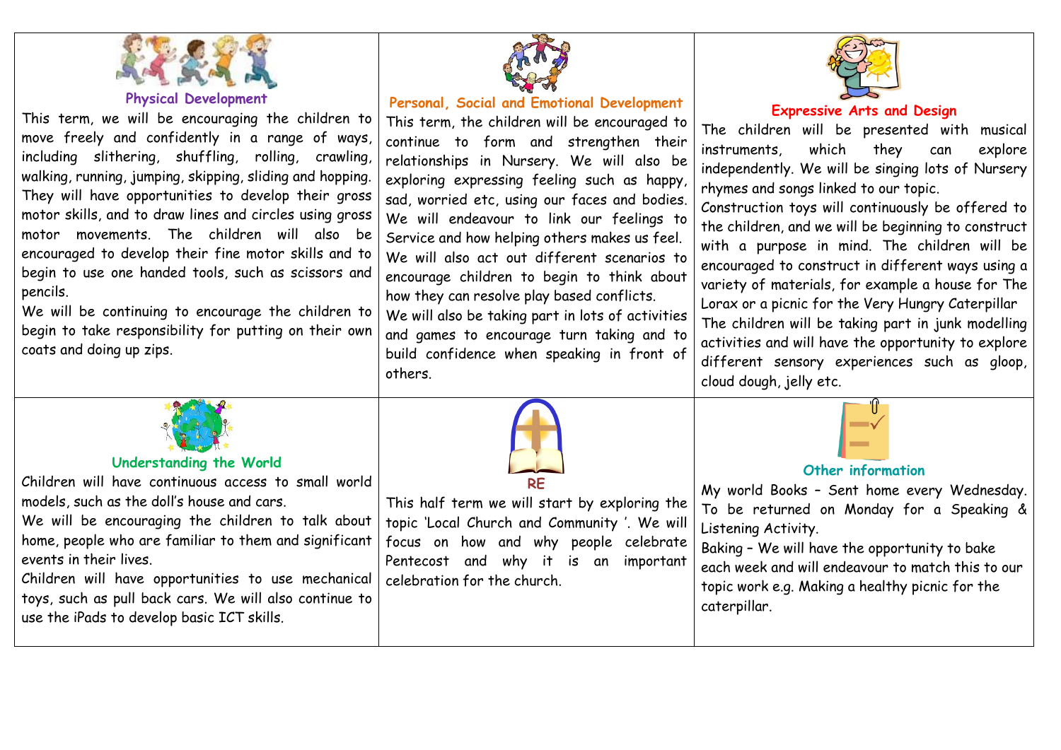## Physical Development

This term, we will be encouraging the children to move freely and confidently in a range of ways, including slithering, shuffling, rolling, crawling, walking, running, jumping, skipping, sliding and hopping. They will have opportunities to develop their gross motor skills, and to draw lines and circles using gross motor movements. The children will also be encouraged to develop their fine motor skills and to begin to use one handed tools, such as scissors and pencils.

We will be continuing to encourage the children to begin to take responsibility for putting on their own coats and doing up zips.

## Personal, Social and Emotional Development

This term, the children will be encouraged to continue to form and strengthen their relationships in Nursery. We will also be exploring expressing feeling such as happy, sad, worried etc, using our faces and bodies. We will endeavour to link our feelings to Service and how helping others makes us feel. We will also act out different scenarios to encourage children to begin to think about how they can resolve play based conflicts.

We will also be taking part in lots of activities and games to encourage turn taking and to build confidence when speaking in front of others.

## Expressive Arts and Design

The children will be presented with musical instruments, which they can explore independently. We will be singing lots of Nursery rhymes and songs linked to our topic.

Construction toys will continuously be offered to the children, and we will be beginning to construct with a purpose in mind. The children will be encouraged to construct in different ways using a variety of materials, for example a house for The Lorax or a picnic for the Very Hungry Caterpillar

The children will be taking part in junk modelling activities and will have the opportunity to explore different sensory experiences such as gloop, cloud dough, jelly etc.

## Understanding the World

Children will have continuous access to small world models, such as the doll's house and cars.

We will be encouraging the children to talk about home, people who are familiar to them and significant events in their lives.

Children will have opportunities to use mechanical toys, such as pull back cars. We will also continue to use the iPads to develop basic ICT skills.

## RE

This half term we will start by exploring the topic 'Local Church and Community '. We will focus on how and why people celebrate Pentecost and why it is an important celebration for the church.

## Other information

My world Books – Sent home every Wednesday. To be returned on Monday for a Speaking & Listening Activity.

Baking – We will have the opportunity to bake each week and will endeavour to match this to our topic work e.g. Making a healthy picnic for the caterpillar.